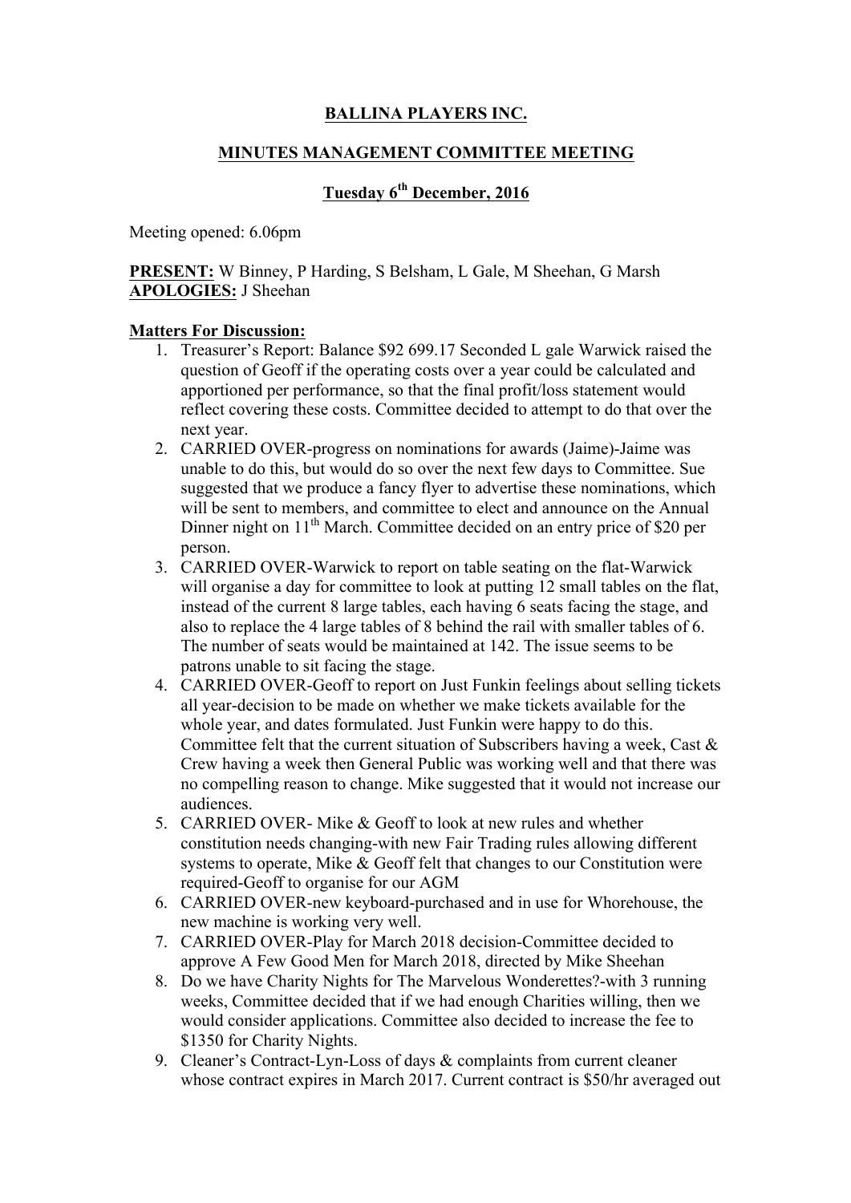**BALLINA PLAYERS INC.**

**MINUTES MANAGEMENT COMMITTEE MEETING**

**Tuesday 6th December, 2016**

Meeting opened: 6.06pm

**PRESENT:** W Binney, P Harding, S Belsham, L Gale, M Sheehan, G Marsh
**APOLOGIES:** J Sheehan

**Matters For Discussion:**

1. Treasurer's Report: Balance $92 699.17 Seconded L gale Warwick raised the question of Geoff if the operating costs over a year could be calculated and apportioned per performance, so that the final profit/loss statement would reflect covering these costs. Committee decided to attempt to do that over the next year.
2. CARRIED OVER-progress on nominations for awards (Jaime)-Jaime was unable to do this, but would do so over the next few days to Committee. Sue suggested that we produce a fancy flyer to advertise these nominations, which will be sent to members, and committee to elect and announce on the Annual Dinner night on 11th March. Committee decided on an entry price of $20 per person.
3. CARRIED OVER-Warwick to report on table seating on the flat-Warwick will organise a day for committee to look at putting 12 small tables on the flat, instead of the current 8 large tables, each having 6 seats facing the stage, and also to replace the 4 large tables of 8 behind the rail with smaller tables of 6. The number of seats would be maintained at 142. The issue seems to be patrons unable to sit facing the stage.
4. CARRIED OVER-Geoff to report on Just Funkin feelings about selling tickets all year-decision to be made on whether we make tickets available for the whole year, and dates formulated. Just Funkin were happy to do this. Committee felt that the current situation of Subscribers having a week, Cast & Crew having a week then General Public was working well and that there was no compelling reason to change. Mike suggested that it would not increase our audiences.
5. CARRIED OVER- Mike & Geoff to look at new rules and whether constitution needs changing-with new Fair Trading rules allowing different systems to operate, Mike & Geoff felt that changes to our Constitution were required-Geoff to organise for our AGM
6. CARRIED OVER-new keyboard-purchased and in use for Whorehouse, the new machine is working very well.
7. CARRIED OVER-Play for March 2018 decision-Committee decided to approve A Few Good Men for March 2018, directed by Mike Sheehan
8. Do we have Charity Nights for The Marvelous Wonderettes?-with 3 running weeks, Committee decided that if we had enough Charities willing, then we would consider applications. Committee also decided to increase the fee to $1350 for Charity Nights.
9. Cleaner's Contract-Lyn-Loss of days & complaints from current cleaner whose contract expires in March 2017. Current contract is $50/hr averaged out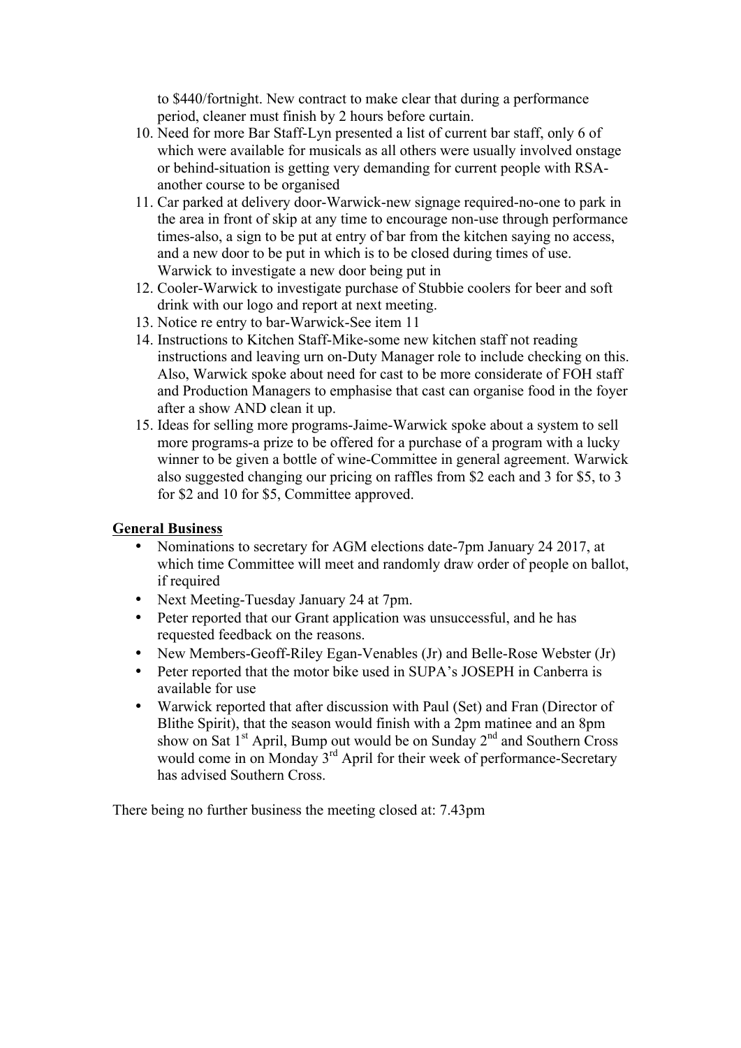to $440/fortnight. New contract to make clear that during a performance period, cleaner must finish by 2 hours before curtain.

10. Need for more Bar Staff-Lyn presented a list of current bar staff, only 6 of which were available for musicals as all others were usually involved onstage or behind-situation is getting very demanding for current people with RSA-another course to be organised
11. Car parked at delivery door-Warwick-new signage required-no-one to park in the area in front of skip at any time to encourage non-use through performance times-also, a sign to be put at entry of bar from the kitchen saying no access, and a new door to be put in which is to be closed during times of use. Warwick to investigate a new door being put in
12. Cooler-Warwick to investigate purchase of Stubbie coolers for beer and soft drink with our logo and report at next meeting.
13. Notice re entry to bar-Warwick-See item 11
14. Instructions to Kitchen Staff-Mike-some new kitchen staff not reading instructions and leaving urn on-Duty Manager role to include checking on this. Also, Warwick spoke about need for cast to be more considerate of FOH staff and Production Managers to emphasise that cast can organise food in the foyer after a show AND clean it up.
15. Ideas for selling more programs-Jaime-Warwick spoke about a system to sell more programs-a prize to be offered for a purchase of a program with a lucky winner to be given a bottle of wine-Committee in general agreement. Warwick also suggested changing our pricing on raffles from $2 each and 3 for $5, to 3 for $2 and 10 for $5, Committee approved.

**General Business**

- Nominations to secretary for AGM elections date-7pm January 24 2017, at which time Committee will meet and randomly draw order of people on ballot, if required
- Next Meeting-Tuesday January 24 at 7pm.
- Peter reported that our Grant application was unsuccessful, and he has requested feedback on the reasons.
- New Members-Geoff-Riley Egan-Venables (Jr) and Belle-Rose Webster (Jr)
- Peter reported that the motor bike used in SUPA's JOSEPH in Canberra is available for use
- Warwick reported that after discussion with Paul (Set) and Fran (Director of Blithe Spirit), that the season would finish with a 2pm matinee and an 8pm show on Sat 1st April, Bump out would be on Sunday 2nd and Southern Cross would come in on Monday 3rd April for their week of performance-Secretary has advised Southern Cross.

There being no further business the meeting closed at: 7.43pm